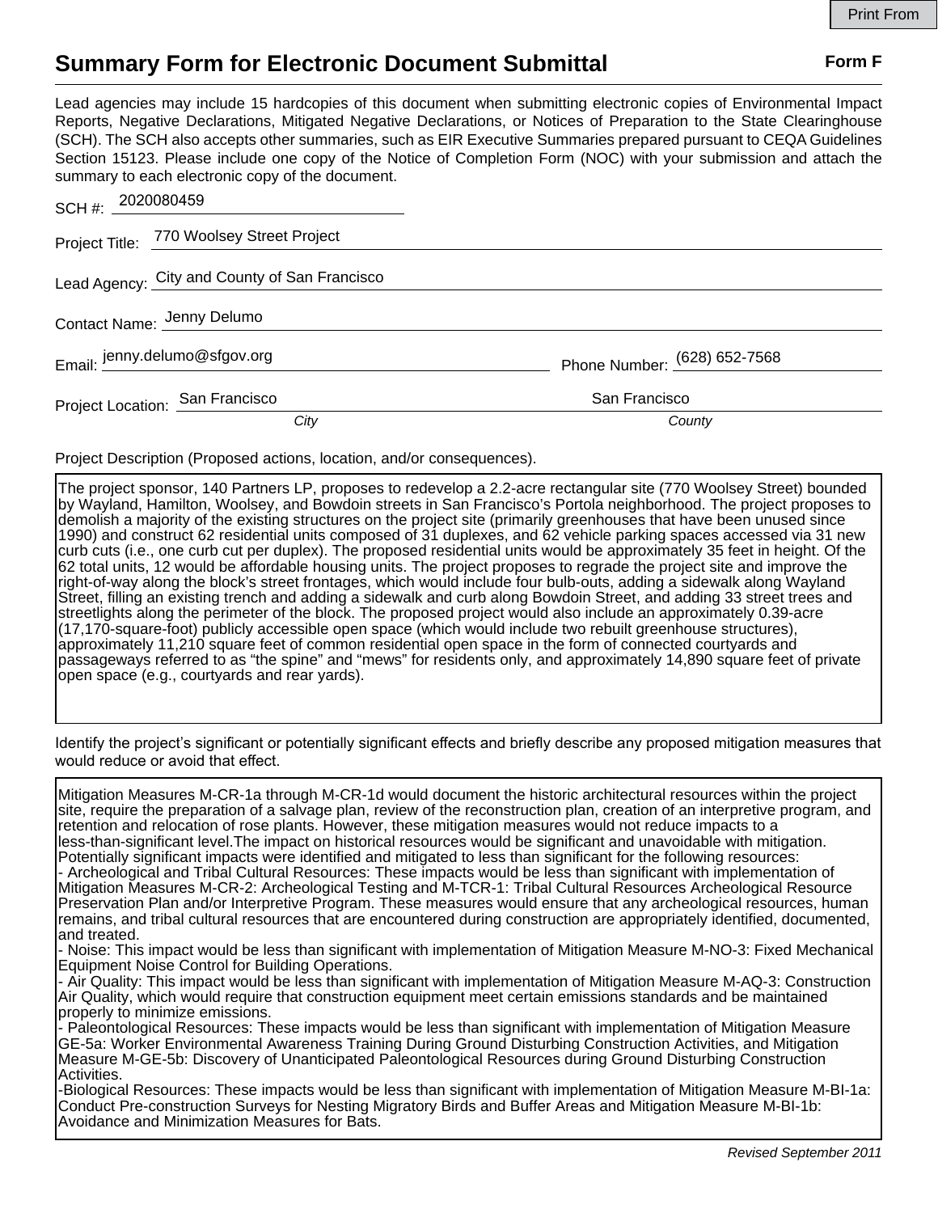# Summary Form for Electronic Document Submittal

**Form F**

Lead agencies may include 15 hardcopies of this document when submitting electronic copies of Environmental Impact Reports, Negative Declarations, Mitigated Negative Declarations, or Notices of Preparation to the State Clearinghouse (SCH). The SCH also accepts other summaries, such as EIR Executive Summaries prepared pursuant to CEQA Guidelines Section 15123. Please include one copy of the Notice of Completion Form (NOC) with your submission and attach the summary to each electronic copy of the document.

SCH #: 2020080459

Project Title: 770 Woolsey Street Project

Lead Agency: City and County of San Francisco

Contact Name: Jenny Delumo

Email: jenny.delumo@sfgov.org Phone Number: (628) 652-7568

Project Location: San Francisco (*City*) San Francisco (*County*)

Project Description (Proposed actions, location, and/or consequences).

The project sponsor, 140 Partners LP, proposes to redevelop a 2.2-acre rectangular site (770 Woolsey Street) bounded by Wayland, Hamilton, Woolsey, and Bowdoin streets in San Francisco's Portola neighborhood. The project proposes to demolish a majority of the existing structures on the project site (primarily greenhouses that have been unused since 1990) and construct 62 residential units composed of 31 duplexes, and 62 vehicle parking spaces accessed via 31 new curb cuts (i.e., one curb cut per duplex). The proposed residential units would be approximately 35 feet in height. Of the 62 total units, 12 would be affordable housing units. The project proposes to regrade the project site and improve the right-of-way along the block's street frontages, which would include four bulb-outs, adding a sidewalk along Wayland Street, filling an existing trench and adding a sidewalk and curb along Bowdoin Street, and adding 33 street trees and streetlights along the perimeter of the block. The proposed project would also include an approximately 0.39-acre (17,170-square-foot) publicly accessible open space (which would include two rebuilt greenhouse structures), approximately 11,210 square feet of common residential open space in the form of connected courtyards and passageways referred to as "the spine" and "mews" for residents only, and approximately 14,890 square feet of private open space (e.g., courtyards and rear yards).

Identify the project's significant or potentially significant effects and briefly describe any proposed mitigation measures that would reduce or avoid that effect.

Mitigation Measures M-CR-1a through M-CR-1d would document the historic architectural resources within the project site, require the preparation of a salvage plan, review of the reconstruction plan, creation of an interpretive program, and retention and relocation of rose plants. However, these mitigation measures would not reduce impacts to a less-than-significant level.The impact on historical resources would be significant and unavoidable with mitigation.
Potentially significant impacts were identified and mitigated to less than significant for the following resources:
- Archeological and Tribal Cultural Resources: These impacts would be less than significant with implementation of Mitigation Measures M-CR-2: Archeological Testing and M-TCR-1: Tribal Cultural Resources Archeological Resource Preservation Plan and/or Interpretive Program. These measures would ensure that any archeological resources, human remains, and tribal cultural resources that are encountered during construction are appropriately identified, documented, and treated.
- Noise: This impact would be less than significant with implementation of Mitigation Measure M-NO-3: Fixed Mechanical Equipment Noise Control for Building Operations.
- Air Quality: This impact would be less than significant with implementation of Mitigation Measure M-AQ-3: Construction Air Quality, which would require that construction equipment meet certain emissions standards and be maintained properly to minimize emissions.
- Paleontological Resources: These impacts would be less than significant with implementation of Mitigation Measure GE-5a: Worker Environmental Awareness Training During Ground Disturbing Construction Activities, and Mitigation Measure M-GE-5b: Discovery of Unanticipated Paleontological Resources during Ground Disturbing Construction Activities.
-Biological Resources: These impacts would be less than significant with implementation of Mitigation Measure M-BI-1a: Conduct Pre-construction Surveys for Nesting Migratory Birds and Buffer Areas and Mitigation Measure M-BI-1b: Avoidance and Minimization Measures for Bats.

*Revised September 2011*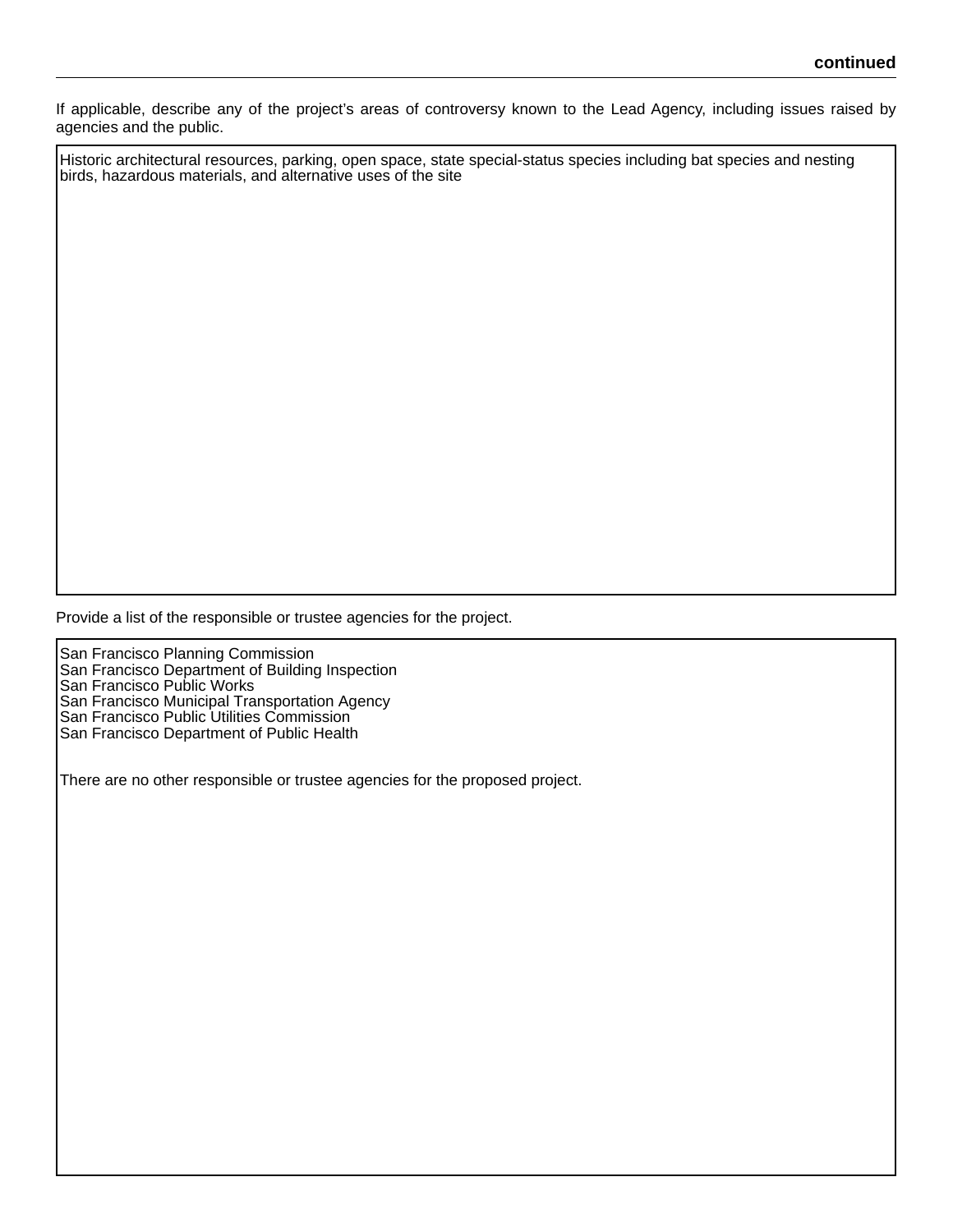**continued**

If applicable, describe any of the project's areas of controversy known to the Lead Agency, including issues raised by agencies and the public.

Historic architectural resources, parking, open space, state special-status species including bat species and nesting birds, hazardous materials, and alternative uses of the site

Provide a list of the responsible or trustee agencies for the project.

San Francisco Planning Commission
San Francisco Department of Building Inspection
San Francisco Public Works
San Francisco Municipal Transportation Agency
San Francisco Public Utilities Commission
San Francisco Department of Public Health

There are no other responsible or trustee agencies for the proposed project.